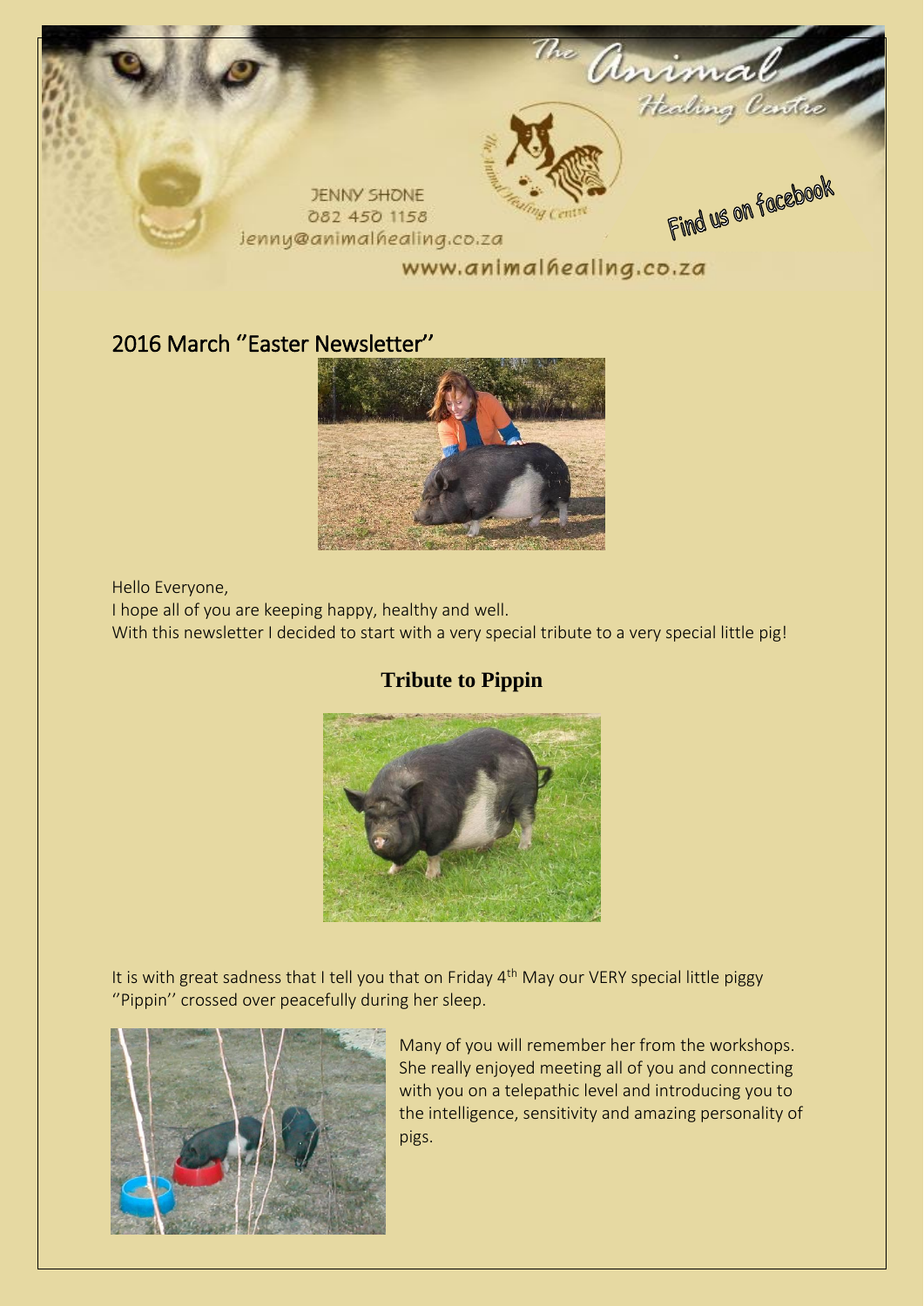JENNY SHONE
082 450 1158
jenny@animalhealing.co.za

www.animalhealing.co.za

Find us on facebook

## 2016 March ''Easter Newsletter''

Hello Everyone,
I hope all of you are keeping happy, healthy and well.
With this newsletter I decided to start with a very special tribute to a very special little pig!

### **Tribute to Pippin**

It is with great sadness that I tell you that on Friday 4th May our VERY special little piggy ''Pippin'' crossed over peacefully during her sleep.

Many of you will remember her from the workshops. She really enjoyed meeting all of you and connecting with you on a telepathic level and introducing you to the intelligence, sensitivity and amazing personality of pigs.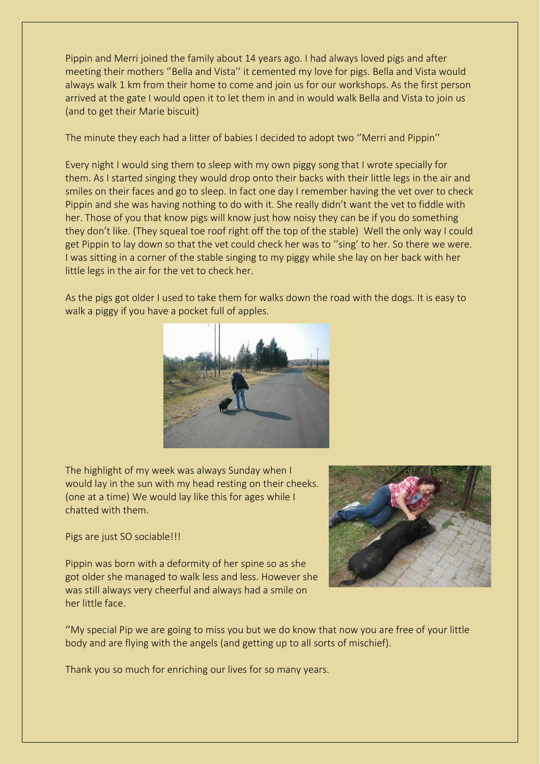Pippin and Merri joined the family about 14 years ago. I had always loved pigs and after meeting their mothers ''Bella and Vista'' it cemented my love for pigs. Bella and Vista would always walk 1 km from their home to come and join us for our workshops. As the first person arrived at the gate I would open it to let them in and in would walk Bella and Vista to join us (and to get their Marie biscuit)

The minute they each had a litter of babies I decided to adopt two ''Merri and Pippin''

Every night I would sing them to sleep with my own piggy song that I wrote specially for them. As I started singing they would drop onto their backs with their little legs in the air and smiles on their faces and go to sleep. In fact one day I remember having the vet over to check Pippin and she was having nothing to do with it. She really didn't want the vet to fiddle with her. Those of you that know pigs will know just how noisy they can be if you do something they don't like. (They squeal toe roof right off the top of the stable) Well the only way I could get Pippin to lay down so that the vet could check her was to ''sing' to her. So there we were. I was sitting in a corner of the stable singing to my piggy while she lay on her back with her little legs in the air for the vet to check her.

As the pigs got older I used to take them for walks down the road with the dogs. It is easy to walk a piggy if you have a pocket full of apples.

The highlight of my week was always Sunday when I would lay in the sun with my head resting on their cheeks. (one at a time) We would lay like this for ages while I chatted with them.

Pigs are just SO sociable!!!

Pippin was born with a deformity of her spine so as she got older she managed to walk less and less. However she was still always very cheerful and always had a smile on her little face.

''My special Pip we are going to miss you but we do know that now you are free of your little body and are flying with the angels (and getting up to all sorts of mischief).

Thank you so much for enriching our lives for so many years.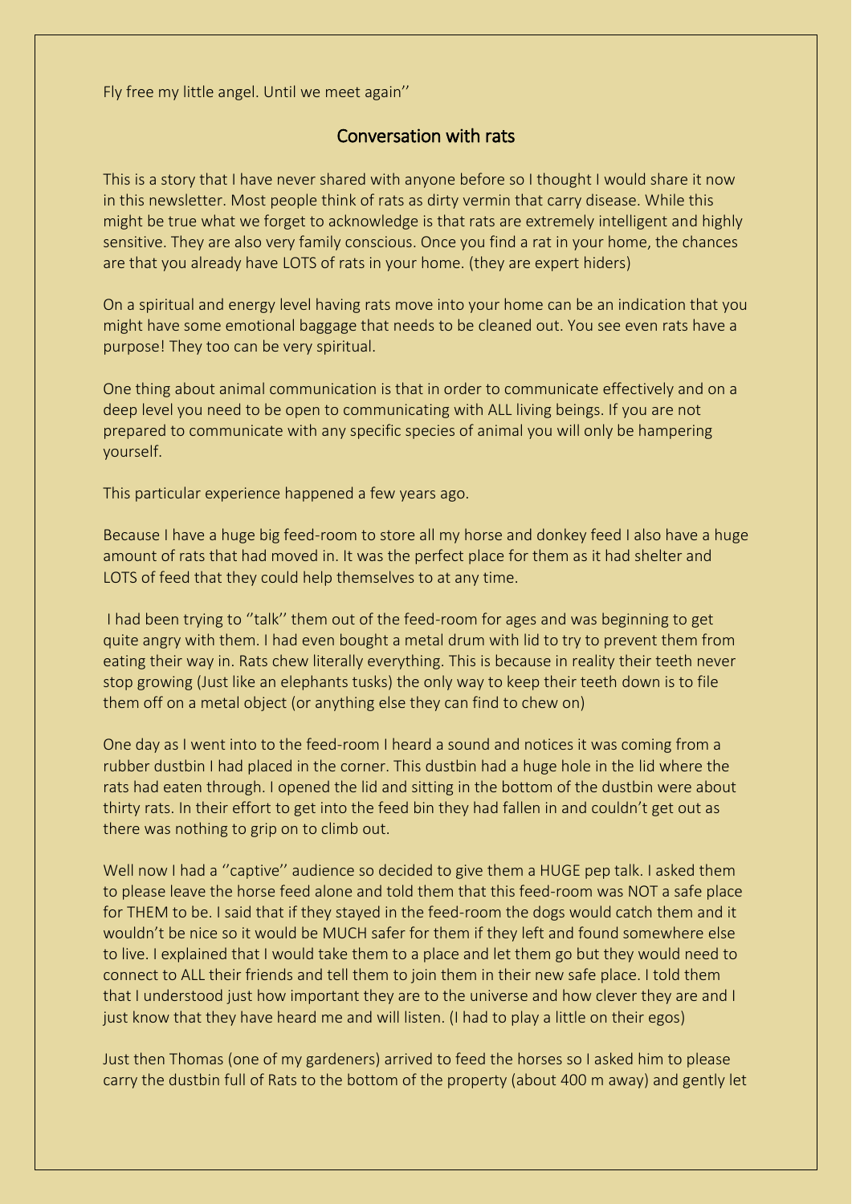Fly free my little angel. Until we meet again''

## Conversation with rats

This is a story that I have never shared with anyone before so I thought I would share it now in this newsletter. Most people think of rats as dirty vermin that carry disease. While this might be true what we forget to acknowledge is that rats are extremely intelligent and highly sensitive. They are also very family conscious. Once you find a rat in your home, the chances are that you already have LOTS of rats in your home. (they are expert hiders)

On a spiritual and energy level having rats move into your home can be an indication that you might have some emotional baggage that needs to be cleaned out. You see even rats have a purpose! They too can be very spiritual.

One thing about animal communication is that in order to communicate effectively and on a deep level you need to be open to communicating with ALL living beings. If you are not prepared to communicate with any specific species of animal you will only be hampering yourself.

This particular experience happened a few years ago.

Because I have a huge big feed-room to store all my horse and donkey feed I also have a huge amount of rats that had moved in. It was the perfect place for them as it had shelter and LOTS of feed that they could help themselves to at any time.

I had been trying to ''talk'' them out of the feed-room for ages and was beginning to get quite angry with them. I had even bought a metal drum with lid to try to prevent them from eating their way in. Rats chew literally everything. This is because in reality their teeth never stop growing (Just like an elephants tusks) the only way to keep their teeth down is to file them off on a metal object (or anything else they can find to chew on)

One day as I went into to the feed-room I heard a sound and notices it was coming from a rubber dustbin I had placed in the corner. This dustbin had a huge hole in the lid where the rats had eaten through. I opened the lid and sitting in the bottom of the dustbin were about thirty rats. In their effort to get into the feed bin they had fallen in and couldn't get out as there was nothing to grip on to climb out.

Well now I had a ''captive'' audience so decided to give them a HUGE pep talk. I asked them to please leave the horse feed alone and told them that this feed-room was NOT a safe place for THEM to be. I said that if they stayed in the feed-room the dogs would catch them and it wouldn't be nice so it would be MUCH safer for them if they left and found somewhere else to live. I explained that I would take them to a place and let them go but they would need to connect to ALL their friends and tell them to join them in their new safe place. I told them that I understood just how important they are to the universe and how clever they are and I just know that they have heard me and will listen. (I had to play a little on their egos)

Just then Thomas (one of my gardeners) arrived to feed the horses so I asked him to please carry the dustbin full of Rats to the bottom of the property (about 400 m away) and gently let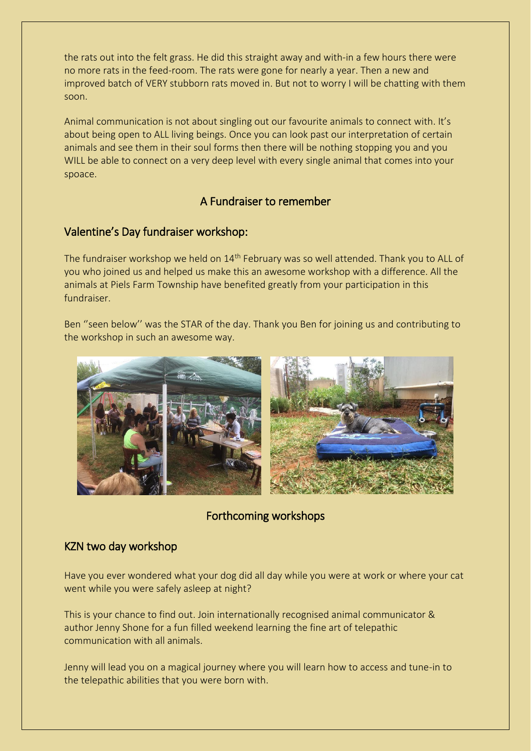the rats out into the felt grass. He did this straight away and with-in a few hours there were no more rats in the feed-room. The rats were gone for nearly a year. Then a new and improved batch of VERY stubborn rats moved in. But not to worry I will be chatting with them soon.

Animal communication is not about singling out our favourite animals to connect with. It's about being open to ALL living beings. Once you can look past our interpretation of certain animals and see them in their soul forms then there will be nothing stopping you and you WILL be able to connect on a very deep level with every single animal that comes into your spoace.

## A Fundraiser to remember

### Valentine's Day fundraiser workshop:

The fundraiser workshop we held on 14th February was so well attended. Thank you to ALL of you who joined us and helped us make this an awesome workshop with a difference. All the animals at Piels Farm Township have benefited greatly from your participation in this fundraiser.

Ben ''seen below'' was the STAR of the day. Thank you Ben for joining us and contributing to the workshop in such an awesome way.

## Forthcoming workshops

### KZN two day workshop

Have you ever wondered what your dog did all day while you were at work or where your cat went while you were safely asleep at night?

This is your chance to find out. Join internationally recognised animal communicator & author Jenny Shone for a fun filled weekend learning the fine art of telepathic communication with all animals.

Jenny will lead you on a magical journey where you will learn how to access and tune-in to the telepathic abilities that you were born with.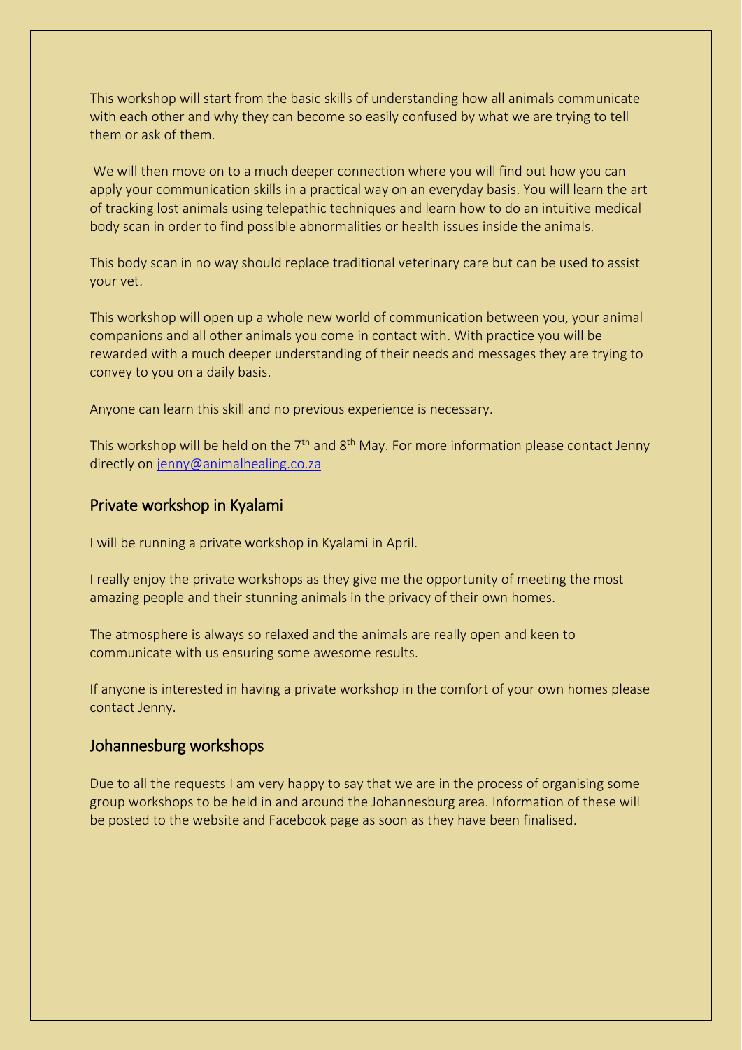This workshop will start from the basic skills of understanding how all animals communicate with each other and why they can become so easily confused by what we are trying to tell them or ask of them.

We will then move on to a much deeper connection where you will find out how you can apply your communication skills in a practical way on an everyday basis. You will learn the art of tracking lost animals using telepathic techniques and learn how to do an intuitive medical body scan in order to find possible abnormalities or health issues inside the animals.

This body scan in no way should replace traditional veterinary care but can be used to assist your vet.

This workshop will open up a whole new world of communication between you, your animal companions and all other animals you come in contact with. With practice you will be rewarded with a much deeper understanding of their needs and messages they are trying to convey to you on a daily basis.

Anyone can learn this skill and no previous experience is necessary.

This workshop will be held on the 7th and 8th May. For more information please contact Jenny directly on [jenny@animalhealing.co.za](mailto:jenny@animalhealing.co.za)

## Private workshop in Kyalami

I will be running a private workshop in Kyalami in April.

I really enjoy the private workshops as they give me the opportunity of meeting the most amazing people and their stunning animals in the privacy of their own homes.

The atmosphere is always so relaxed and the animals are really open and keen to communicate with us ensuring some awesome results.

If anyone is interested in having a private workshop in the comfort of your own homes please contact Jenny.

## Johannesburg workshops

Due to all the requests I am very happy to say that we are in the process of organising some group workshops to be held in and around the Johannesburg area. Information of these will be posted to the website and Facebook page as soon as they have been finalised.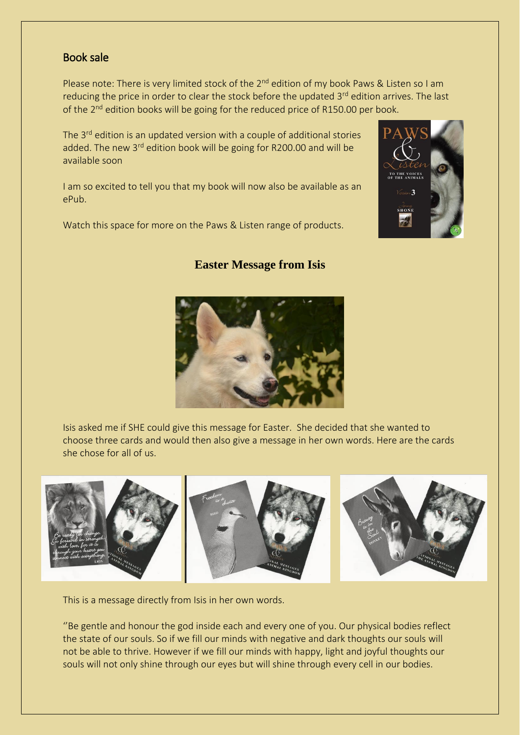## Book sale

Please note: There is very limited stock of the 2nd edition of my book Paws & Listen so I am reducing the price in order to clear the stock before the updated 3rd edition arrives. The last of the 2nd edition books will be going for the reduced price of R150.00 per book.

The 3rd edition is an updated version with a couple of additional stories added. The new 3rd edition book will be going for R200.00 and will be available soon

I am so excited to tell you that my book will now also be available as an ePub.

Watch this space for more on the Paws & Listen range of products.

## Easter Message from Isis

Isis asked me if SHE could give this message for Easter. She decided that she wanted to choose three cards and would then also give a message in her own words. Here are the cards she chose for all of us.

This is a message directly from Isis in her own words.

"Be gentle and honour the god inside each and every one of you. Our physical bodies reflect the state of our souls. So if we fill our minds with negative and dark thoughts our souls will not be able to thrive. However if we fill our minds with happy, light and joyful thoughts our souls will not only shine through our eyes but will shine through every cell in our bodies.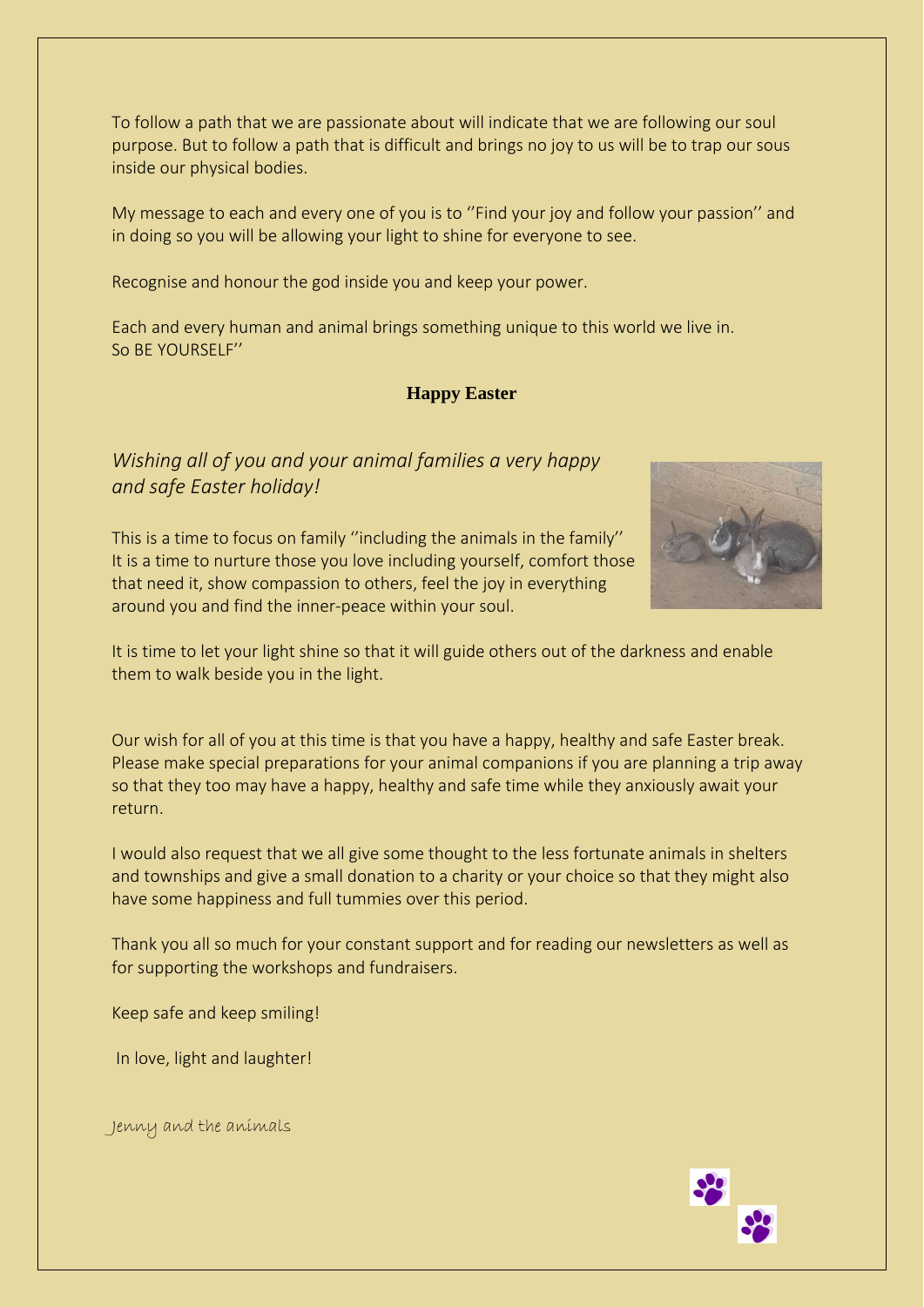To follow a path that we are passionate about will indicate that we are following our soul purpose. But to follow a path that is difficult and brings no joy to us will be to trap our sous inside our physical bodies.

My message to each and every one of you is to ''Find your joy and follow your passion'' and in doing so you will be allowing your light to shine for everyone to see.

Recognise and honour the god inside you and keep your power.

Each and every human and animal brings something unique to this world we live in.
So BE YOURSELF''

**Happy Easter**

*Wishing all of you and your animal families a very happy and safe Easter holiday!*

This is a time to focus on family ''including the animals in the family'' It is a time to nurture those you love including yourself, comfort those that need it, show compassion to others, feel the joy in everything around you and find the inner-peace within your soul.

It is time to let your light shine so that it will guide others out of the darkness and enable them to walk beside you in the light.

Our wish for all of you at this time is that you have a happy, healthy and safe Easter break. Please make special preparations for your animal companions if you are planning a trip away so that they too may have a happy, healthy and safe time while they anxiously await your return.

I would also request that we all give some thought to the less fortunate animals in shelters and townships and give a small donation to a charity or your choice so that they might also have some happiness and full tummies over this period.

Thank you all so much for your constant support and for reading our newsletters as well as for supporting the workshops and fundraisers.

Keep safe and keep smiling!

In love, light and laughter!

Jenny and the animals